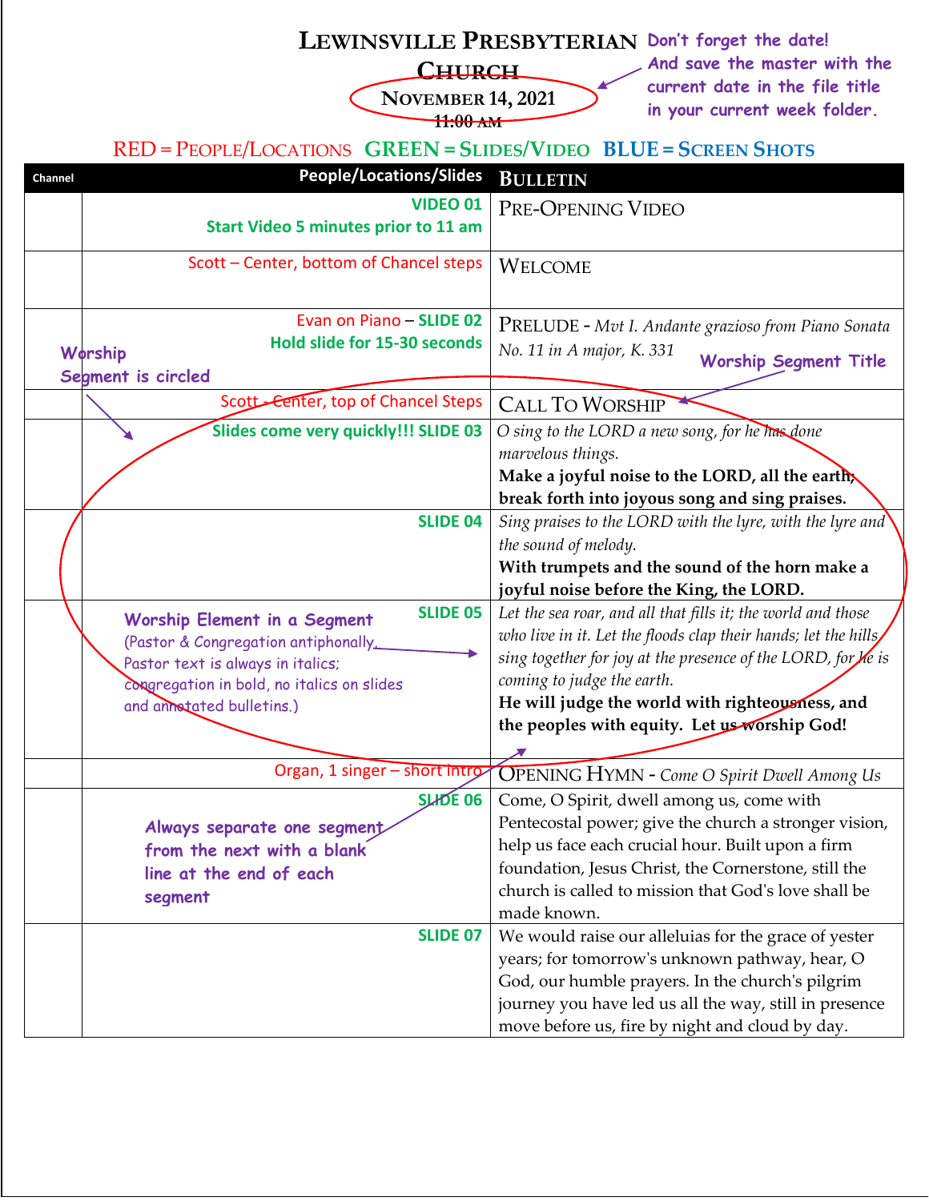# LEWINSVILLE PRESBYTERIAN CHURCH

**NOVEMBER 14, 2021**

~~11:00 AM~~

*Don't forget the date! And save the master with the current date in the file title in your current week folder.*

RED = PEOPLE/LOCATIONS   GREEN = SLIDES/VIDEO   BLUE = SCREEN SHOTS

| Channel | People/Locations/Slides | BULLETIN |
|---|---|---|
| | VIDEO 01<br>Start Video 5 minutes prior to 11 am | PRE-OPENING VIDEO |
| | Scott – Center, bottom of Chancel steps | WELCOME |
| | Evan on Piano – SLIDE 02<br>Hold slide for 15-30 seconds | PRELUDE - *Mvt I. Andante grazioso from Piano Sonata No. 11 in A major, K. 331* |
| | Scott – Center, top of Chancel Steps | CALL TO WORSHIP |
| | Slides come very quickly!!! SLIDE 03 | *O sing to the LORD a new song, for he has done marvelous things.*<br>**Make a joyful noise to the LORD, all the earth; break forth into joyous song and sing praises.** |
| | SLIDE 04 | *Sing praises to the LORD with the lyre, with the lyre and the sound of melody.*<br>**With trumpets and the sound of the horn make a joyful noise before the King, the LORD.** |
| | SLIDE 05 | *Let the sea roar, and all that fills it; the world and those who live in it. Let the floods clap their hands; let the hills sing together for joy at the presence of the LORD, for he is coming to judge the earth.*<br>**He will judge the world with righteousness, and the peoples with equity. Let us worship God!** |
| | | |
| | Organ, 1 singer – short intro | OPENING HYMN - *Come O Spirit Dwell Among Us* |
| | SLIDE 06 | Come, O Spirit, dwell among us, come with Pentecostal power; give the church a stronger vision, help us face each crucial hour. Built upon a firm foundation, Jesus Christ, the Cornerstone, still the church is called to mission that God's love shall be made known. |
| | SLIDE 07 | We would raise our alleluias for the grace of yester years; for tomorrow's unknown pathway, hear, O God, our humble prayers. In the church's pilgrim journey you have led us all the way, still in presence move before us, fire by night and cloud by day. |

*Annotations:*

- *Worship Segment is circled*
- *Worship Segment Title*
- *Worship Element in a Segment (Pastor & Congregation antiphonally. Pastor text is always in italics; congregation in bold, no italics on slides and annotated bulletins.)*
- *Always separate one segment from the next with a blank line at the end of each segment*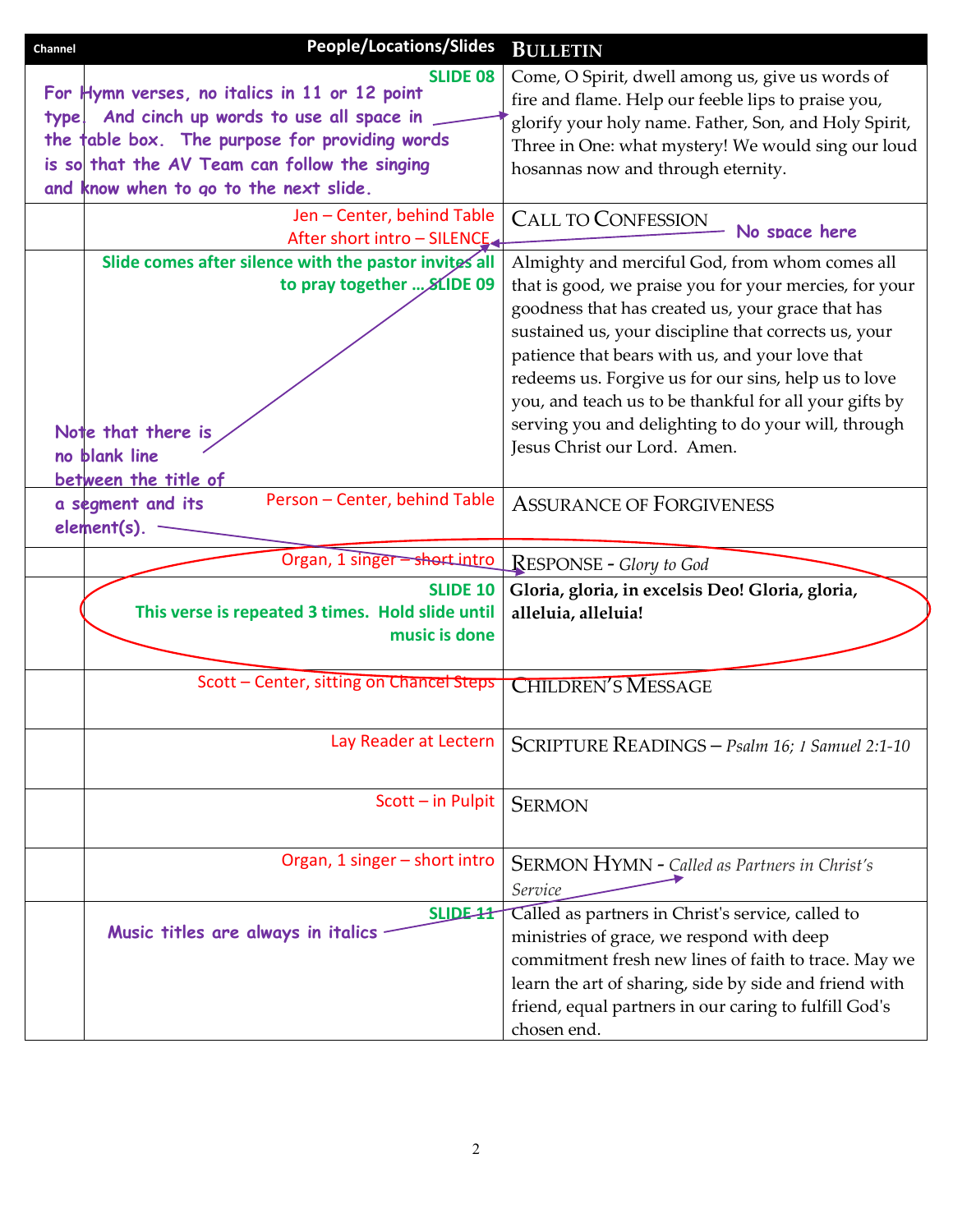| Channel | People/Locations/Slides | BULLETIN |
|---|---|---|
| | SLIDE 08<br>For Hymn verses, no italics in 11 or 12 point type. And cinch up words to use all space in the table box. The purpose for providing words is so that the AV Team can follow the singing and know when to go to the next slide. | Come, O Spirit, dwell among us, give us words of fire and flame. Help our feeble lips to praise you, glorify your holy name. Father, Son, and Holy Spirit, Three in One: what mystery! We would sing our loud hosannas now and through eternity. |
| | Jen – Center, behind Table<br>After short intro – SILENCE | CALL TO CONFESSION<br>No space here |
| | Slide comes after silence with the pastor invites all to pray together … SLIDE 09<br>Note that there is no blank line between the title of a segment and its element(s). | Almighty and merciful God, from whom comes all that is good, we praise you for your mercies, for your goodness that has created us, your grace that has sustained us, your discipline that corrects us, your patience that bears with us, and your love that redeems us. Forgive us for our sins, help us to love you, and teach us to be thankful for all your gifts by serving you and delighting to do your will, through Jesus Christ our Lord. Amen. |
| | Person – Center, behind Table | ASSURANCE OF FORGIVENESS |
| | Organ, 1 singer – short intro | RESPONSE - *Glory to God* |
| | SLIDE 10<br>This verse is repeated 3 times. Hold slide until music is done | **Gloria, gloria, in excelsis Deo! Gloria, gloria, alleluia, alleluia!** |
| | Scott – Center, sitting on Chancel Steps | CHILDREN'S MESSAGE |
| | Lay Reader at Lectern | SCRIPTURE READINGS – *Psalm 16; 1 Samuel 2:1-10* |
| | Scott – in Pulpit | SERMON |
| | Organ, 1 singer – short intro | SERMON HYMN - *Called as Partners in Christ's Service* |
| | SLIDE 11<br>Music titles are always in italics | Called as partners in Christ's service, called to ministries of grace, we respond with deep commitment fresh new lines of faith to trace. May we learn the art of sharing, side by side and friend with friend, equal partners in our caring to fulfill God's chosen end. |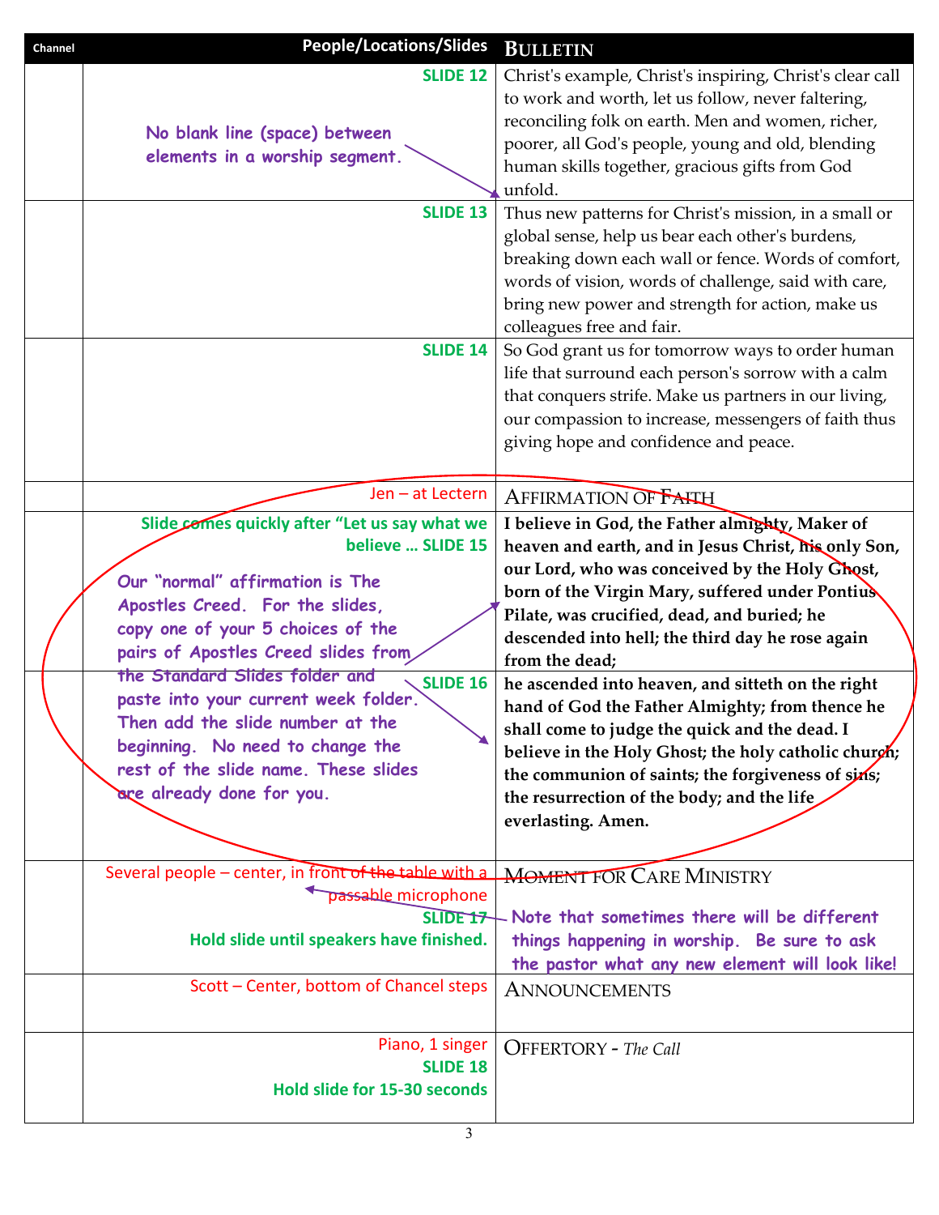| Channel | People/Locations/Slides | BULLETIN |
|---|---|---|
| | SLIDE 12<br><br>No blank line (space) between elements in a worship segment. | Christ's example, Christ's inspiring, Christ's clear call to work and worth, let us follow, never faltering, reconciling folk on earth. Men and women, richer, poorer, all God's people, young and old, blending human skills together, gracious gifts from God unfold. |
| | SLIDE 13 | Thus new patterns for Christ's mission, in a small or global sense, help us bear each other's burdens, breaking down each wall or fence. Words of comfort, words of vision, words of challenge, said with care, bring new power and strength for action, make us colleagues free and fair. |
| | SLIDE 14 | So God grant us for tomorrow ways to order human life that surround each person's sorrow with a calm that conquers strife. Make us partners in our living, our compassion to increase, messengers of faith thus giving hope and confidence and peace. |
| | Jen – at Lectern | AFFIRMATION OF FAITH |
| | Slide comes quickly after "Let us say what we believe … SLIDE 15<br><br>Our "normal" affirmation is The Apostles Creed. For the slides, copy one of your 5 choices of the pairs of Apostles Creed slides from the Standard Slides folder and paste into your current week folder. Then add the slide number at the beginning. No need to change the rest of the slide name. These slides are already done for you. | **I believe in God, the Father almighty, Maker of heaven and earth, and in Jesus Christ, his only Son, our Lord, who was conceived by the Holy Ghost, born of the Virgin Mary, suffered under Pontius Pilate, was crucified, dead, and buried; he descended into hell; the third day he rose again from the dead;** |
| | SLIDE 16 | **he ascended into heaven, and sitteth on the right hand of God the Father Almighty; from thence he shall come to judge the quick and the dead. I believe in the Holy Ghost; the holy catholic church; the communion of saints; the forgiveness of sins; the resurrection of the body; and the life everlasting. Amen.** |
| | Several people – center, in front of the table with a passable microphone<br>SLIDE 17<br>Hold slide until speakers have finished. | MOMENT FOR CARE MINISTRY<br><br>Note that sometimes there will be different things happening in worship. Be sure to ask the pastor what any new element will look like! |
| | Scott – Center, bottom of Chancel steps | ANNOUNCEMENTS |
| | Piano, 1 singer<br>SLIDE 18<br>Hold slide for 15-30 seconds | OFFERTORY - *The Call* |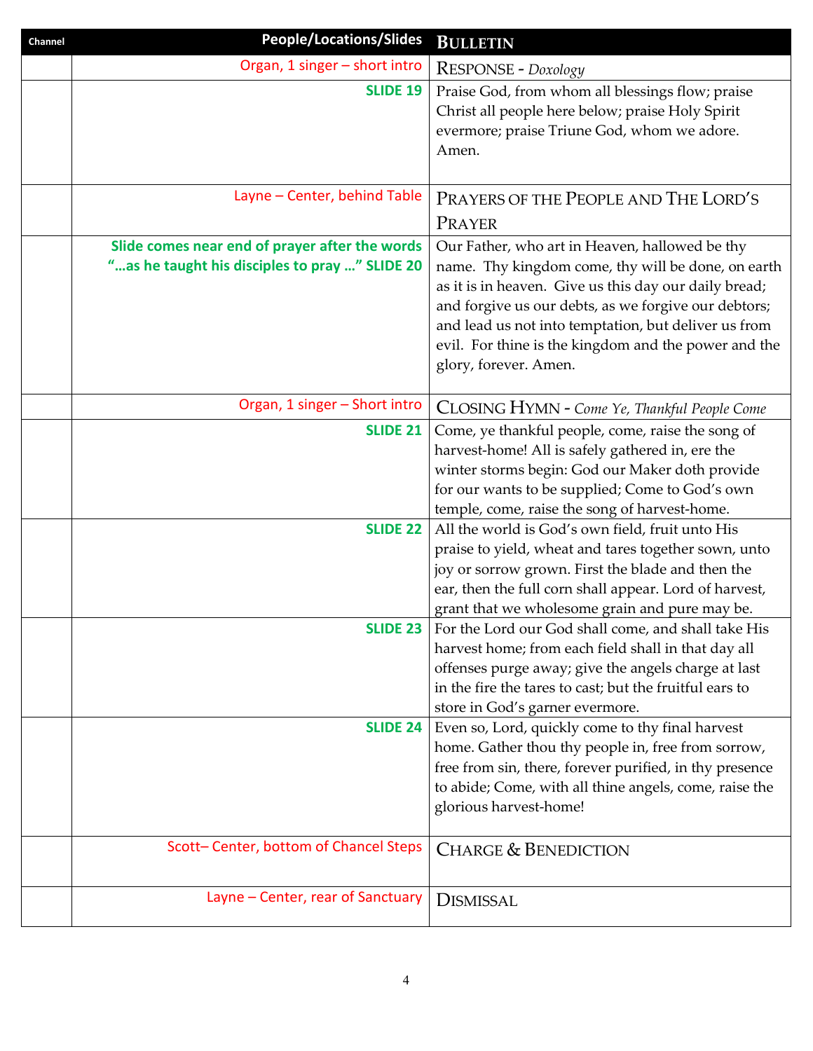| Channel | People/Locations/Slides | BULLETIN |
|---|---|---|
| | Organ, 1 singer – short intro | RESPONSE - *Doxology* |
| | **SLIDE 19** | Praise God, from whom all blessings flow; praise Christ all people here below; praise Holy Spirit evermore; praise Triune God, whom we adore. Amen. |
| | Layne – Center, behind Table | PRAYERS OF THE PEOPLE AND THE LORD'S PRAYER |
| | **Slide comes near end of prayer after the words "…as he taught his disciples to pray …" SLIDE 20** | Our Father, who art in Heaven, hallowed be thy name. Thy kingdom come, thy will be done, on earth as it is in heaven. Give us this day our daily bread; and forgive us our debts, as we forgive our debtors; and lead us not into temptation, but deliver us from evil. For thine is the kingdom and the power and the glory, forever. Amen. |
| | Organ, 1 singer – Short intro | CLOSING HYMN - *Come Ye, Thankful People Come* |
| | **SLIDE 21** | Come, ye thankful people, come, raise the song of harvest-home! All is safely gathered in, ere the winter storms begin: God our Maker doth provide for our wants to be supplied; Come to God's own temple, come, raise the song of harvest-home. |
| | **SLIDE 22** | All the world is God's own field, fruit unto His praise to yield, wheat and tares together sown, unto joy or sorrow grown. First the blade and then the ear, then the full corn shall appear. Lord of harvest, grant that we wholesome grain and pure may be. |
| | **SLIDE 23** | For the Lord our God shall come, and shall take His harvest home; from each field shall in that day all offenses purge away; give the angels charge at last in the fire the tares to cast; but the fruitful ears to store in God's garner evermore. |
| | **SLIDE 24** | Even so, Lord, quickly come to thy final harvest home. Gather thou thy people in, free from sorrow, free from sin, there, forever purified, in thy presence to abide; Come, with all thine angels, come, raise the glorious harvest-home! |
| | Scott– Center, bottom of Chancel Steps | CHARGE & BENEDICTION |
| | Layne – Center, rear of Sanctuary | DISMISSAL |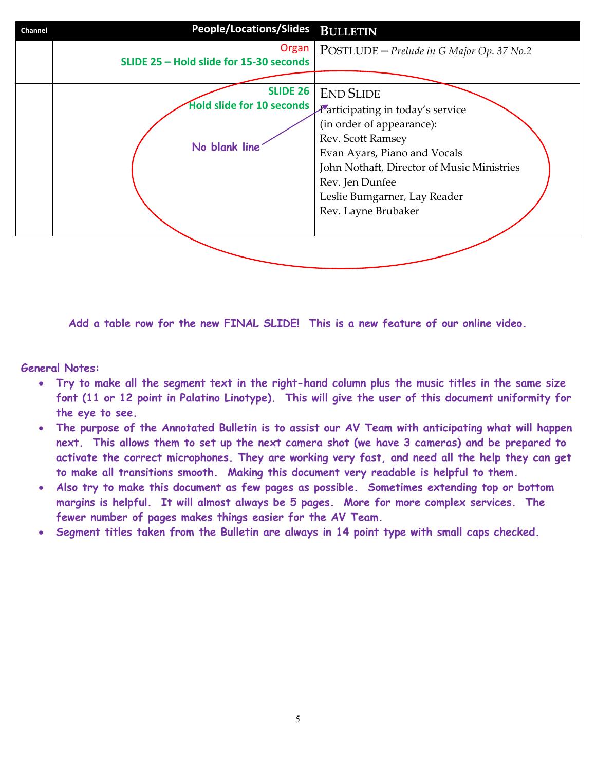| Channel | People/Locations/Slides | BULLETIN |
|---|---|---|
| | Organ<br>SLIDE 25 – Hold slide for 15-30 seconds | POSTLUDE – *Prelude in G Major Op. 37 No.2* |
| | SLIDE 26<br>Hold slide for 10 seconds<br><br>No blank line | END SLIDE<br>Participating in today's service<br>(in order of appearance):<br>Rev. Scott Ramsey<br>Evan Ayars, Piano and Vocals<br>John Nothaft, Director of Music Ministries<br>Rev. Jen Dunfee<br>Leslie Bumgarner, Lay Reader<br>Rev. Layne Brubaker |

**Add a table row for the new FINAL SLIDE! This is a new feature of our online video.**

**General Notes:**

- **Try to make all the segment text in the right-hand column plus the music titles in the same size font (11 or 12 point in Palatino Linotype). This will give the user of this document uniformity for the eye to see.**
- **The purpose of the Annotated Bulletin is to assist our AV Team with anticipating what will happen next. This allows them to set up the next camera shot (we have 3 cameras) and be prepared to activate the correct microphones. They are working very fast, and need all the help they can get to make all transitions smooth. Making this document very readable is helpful to them.**
- **Also try to make this document as few pages as possible. Sometimes extending top or bottom margins is helpful. It will almost always be 5 pages. More for more complex services. The fewer number of pages makes things easier for the AV Team.**
- **Segment titles taken from the Bulletin are always in 14 point type with small caps checked.**